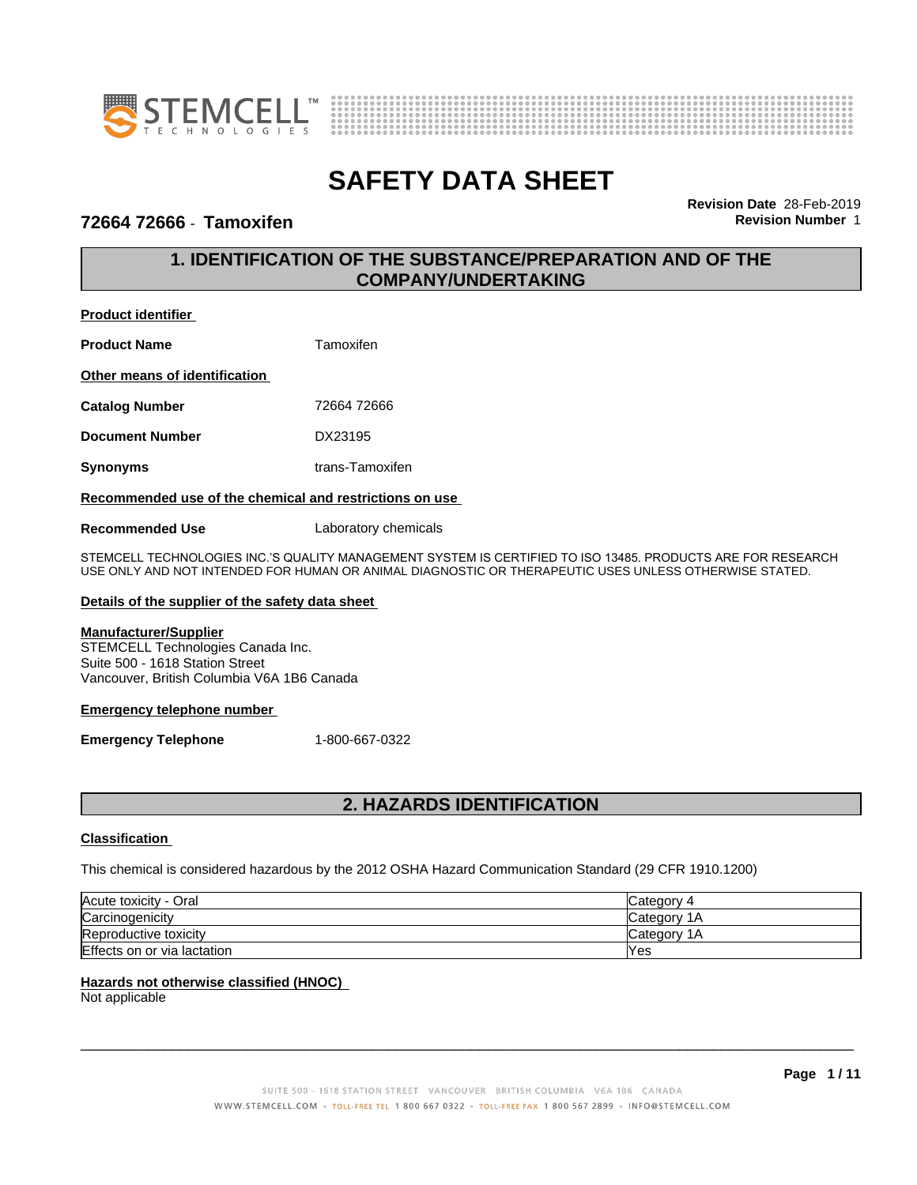# SAFETY DATA SHEET

**72664 72666 - Tamoxifen**

**Revision Date** 28-Feb-2019
**Revision Number** 1

## 1. IDENTIFICATION OF THE SUBSTANCE/PREPARATION AND OF THE COMPANY/UNDERTAKING

**Product identifier**

**Product Name** Tamoxifen

**Other means of identification**

**Catalog Number** 72664 72666

**Document Number** DX23195

**Synonyms** trans-Tamoxifen

**Recommended use of the chemical and restrictions on use**

**Recommended Use** Laboratory chemicals

STEMCELL TECHNOLOGIES INC.'S QUALITY MANAGEMENT SYSTEM IS CERTIFIED TO ISO 13485. PRODUCTS ARE FOR RESEARCH USE ONLY AND NOT INTENDED FOR HUMAN OR ANIMAL DIAGNOSTIC OR THERAPEUTIC USES UNLESS OTHERWISE STATED.

**Details of the supplier of the safety data sheet**

**Manufacturer/Supplier**
STEMCELL Technologies Canada Inc.
Suite 500 - 1618 Station Street
Vancouver, British Columbia V6A 1B6 Canada

**Emergency telephone number**

**Emergency Telephone** 1-800-667-0322

## 2. HAZARDS IDENTIFICATION

**Classification**

This chemical is considered hazardous by the 2012 OSHA Hazard Communication Standard (29 CFR 1910.1200)

| | |
|---|---|
| Acute toxicity - Oral | Category 4 |
| Carcinogenicity | Category 1A |
| Reproductive toxicity | Category 1A |
| Effects on or via lactation | Yes |

**Hazards not otherwise classified (HNOC)**
Not applicable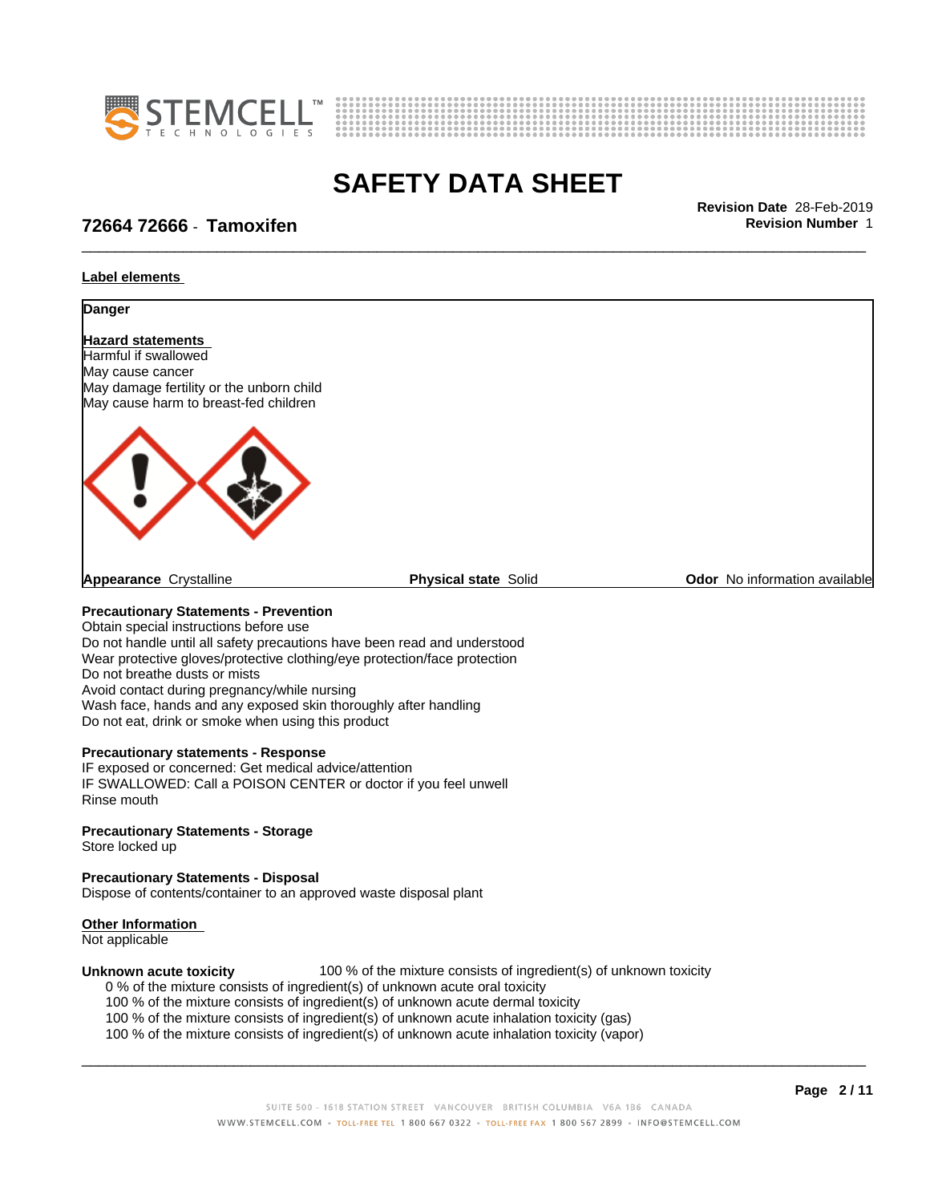## Label elements

**Danger**

**Hazard statements**

Harmful if swallowed
May cause cancer
May damage fertility or the unborn child
May cause harm to breast-fed children

**Appearance** Crystalline | **Physical state** Solid | **Odor** No information available

**Precautionary Statements - Prevention**

Obtain special instructions before use
Do not handle until all safety precautions have been read and understood
Wear protective gloves/protective clothing/eye protection/face protection
Do not breathe dusts or mists
Avoid contact during pregnancy/while nursing
Wash face, hands and any exposed skin thoroughly after handling
Do not eat, drink or smoke when using this product

**Precautionary statements - Response**

IF exposed or concerned: Get medical advice/attention
IF SWALLOWED: Call a POISON CENTER or doctor if you feel unwell
Rinse mouth

**Precautionary Statements - Storage**

Store locked up

**Precautionary Statements - Disposal**

Dispose of contents/container to an approved waste disposal plant

**Other Information**

Not applicable

**Unknown acute toxicity** 100 % of the mixture consists of ingredient(s) of unknown toxicity

0 % of the mixture consists of ingredient(s) of unknown acute oral toxicity
100 % of the mixture consists of ingredient(s) of unknown acute dermal toxicity
100 % of the mixture consists of ingredient(s) of unknown acute inhalation toxicity (gas)
100 % of the mixture consists of ingredient(s) of unknown acute inhalation toxicity (vapor)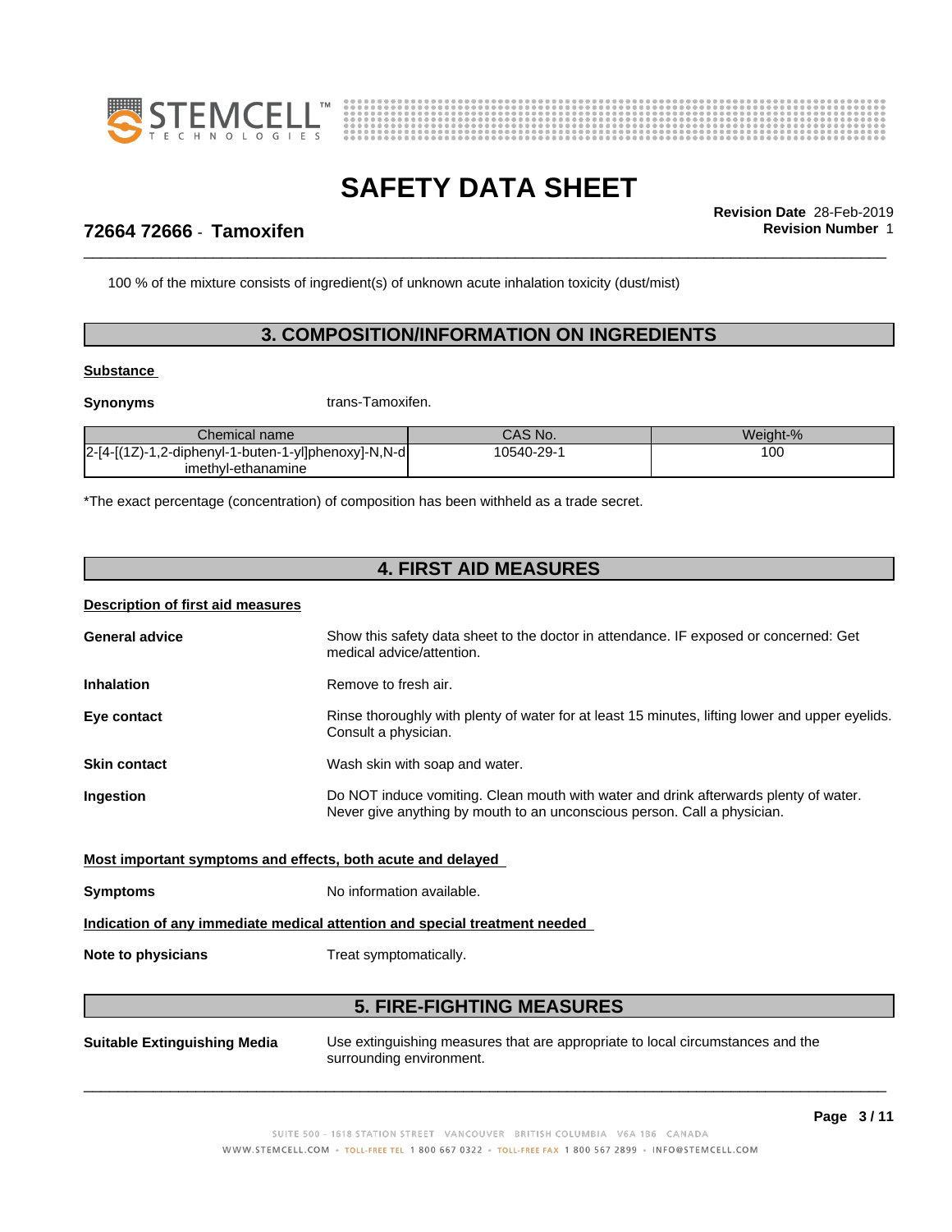100 % of the mixture consists of ingredient(s) of unknown acute inhalation toxicity (dust/mist)

## 3. COMPOSITION/INFORMATION ON INGREDIENTS

**Substance**

**Synonyms** trans-Tamoxifen.

| Chemical name | CAS No. | Weight-% |
|---|---|---|
| 2-[4-[(1Z)-1,2-diphenyl-1-buten-1-yl]phenoxy]-N,N-dimethyl-ethanamine | 10540-29-1 | 100 |

*The exact percentage (concentration) of composition has been withheld as a trade secret.

## 4. FIRST AID MEASURES

**Description of first aid measures**

**General advice** Show this safety data sheet to the doctor in attendance. IF exposed or concerned: Get medical advice/attention.

**Inhalation** Remove to fresh air.

**Eye contact** Rinse thoroughly with plenty of water for at least 15 minutes, lifting lower and upper eyelids. Consult a physician.

**Skin contact** Wash skin with soap and water.

**Ingestion** Do NOT induce vomiting. Clean mouth with water and drink afterwards plenty of water. Never give anything by mouth to an unconscious person. Call a physician.

**Most important symptoms and effects, both acute and delayed**

**Symptoms** No information available.

**Indication of any immediate medical attention and special treatment needed**

**Note to physicians** Treat symptomatically.

## 5. FIRE-FIGHTING MEASURES

**Suitable Extinguishing Media** Use extinguishing measures that are appropriate to local circumstances and the surrounding environment.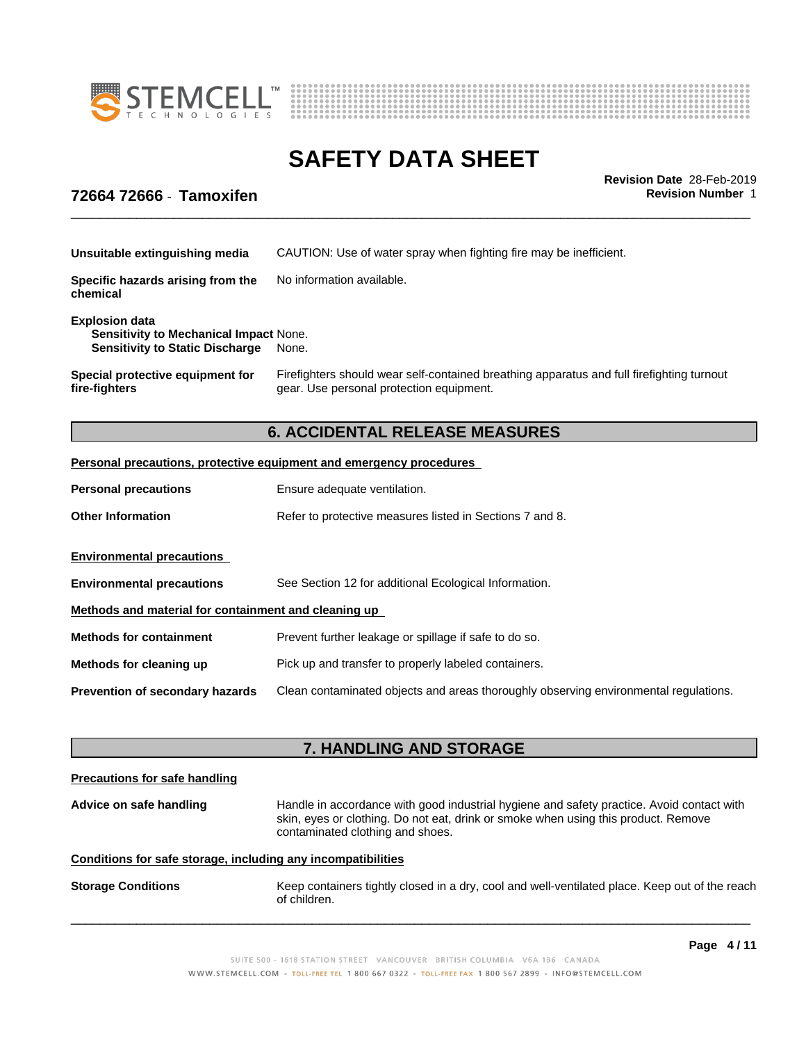**Unsuitable extinguishing media** CAUTION: Use of water spray when fighting fire may be inefficient.

**Specific hazards arising from the chemical** No information available.

**Explosion data**
**Sensitivity to Mechanical Impact** None.
**Sensitivity to Static Discharge** None.

**Special protective equipment for fire-fighters** Firefighters should wear self-contained breathing apparatus and full firefighting turnout gear. Use personal protection equipment.

## 6. ACCIDENTAL RELEASE MEASURES

**Personal precautions, protective equipment and emergency procedures**

**Personal precautions** Ensure adequate ventilation.

**Other Information** Refer to protective measures listed in Sections 7 and 8.

**Environmental precautions**

**Environmental precautions** See Section 12 for additional Ecological Information.

**Methods and material for containment and cleaning up**

**Methods for containment** Prevent further leakage or spillage if safe to do so.

**Methods for cleaning up** Pick up and transfer to properly labeled containers.

**Prevention of secondary hazards** Clean contaminated objects and areas thoroughly observing environmental regulations.

## 7. HANDLING AND STORAGE

**Precautions for safe handling**

**Advice on safe handling** Handle in accordance with good industrial hygiene and safety practice. Avoid contact with skin, eyes or clothing. Do not eat, drink or smoke when using this product. Remove contaminated clothing and shoes.

**Conditions for safe storage, including any incompatibilities**

**Storage Conditions** Keep containers tightly closed in a dry, cool and well-ventilated place. Keep out of the reach of children.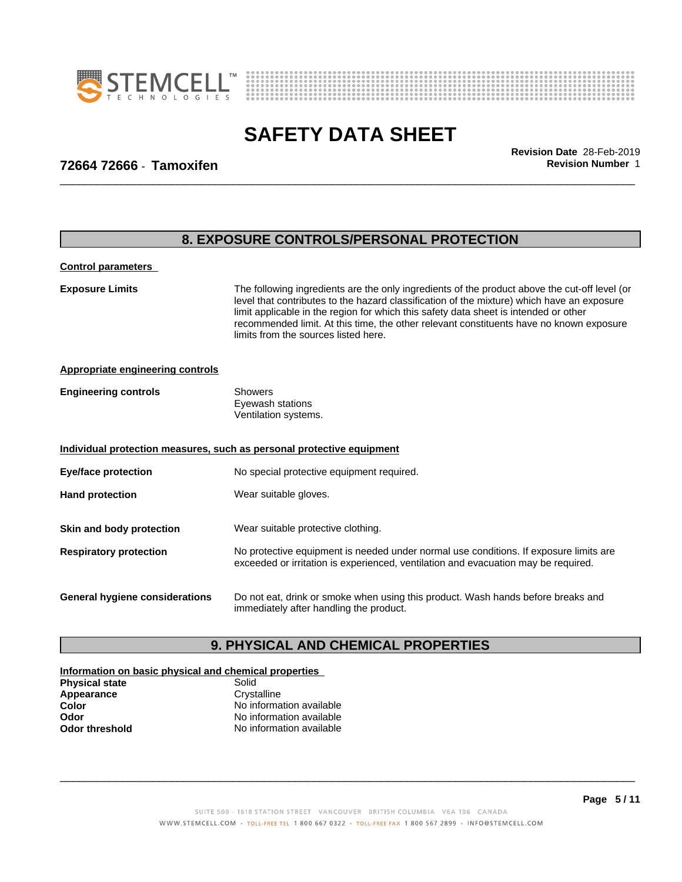## 8. EXPOSURE CONTROLS/PERSONAL PROTECTION

**Control parameters**

**Exposure Limits** The following ingredients are the only ingredients of the product above the cut-off level (or level that contributes to the hazard classification of the mixture) which have an exposure limit applicable in the region for which this safety data sheet is intended or other recommended limit. At this time, the other relevant constituents have no known exposure limits from the sources listed here.

**Appropriate engineering controls**

**Engineering controls** Showers
Eyewash stations
Ventilation systems.

**Individual protection measures, such as personal protective equipment**

**Eye/face protection** No special protective equipment required.

**Hand protection** Wear suitable gloves.

**Skin and body protection** Wear suitable protective clothing.

**Respiratory protection** No protective equipment is needed under normal use conditions. If exposure limits are exceeded or irritation is experienced, ventilation and evacuation may be required.

**General hygiene considerations** Do not eat, drink or smoke when using this product. Wash hands before breaks and immediately after handling the product.

## 9. PHYSICAL AND CHEMICAL PROPERTIES

**Information on basic physical and chemical properties**

| | |
|---|---|
| **Physical state** | Solid |
| **Appearance** | Crystalline |
| **Color** | No information available |
| **Odor** | No information available |
| **Odor threshold** | No information available |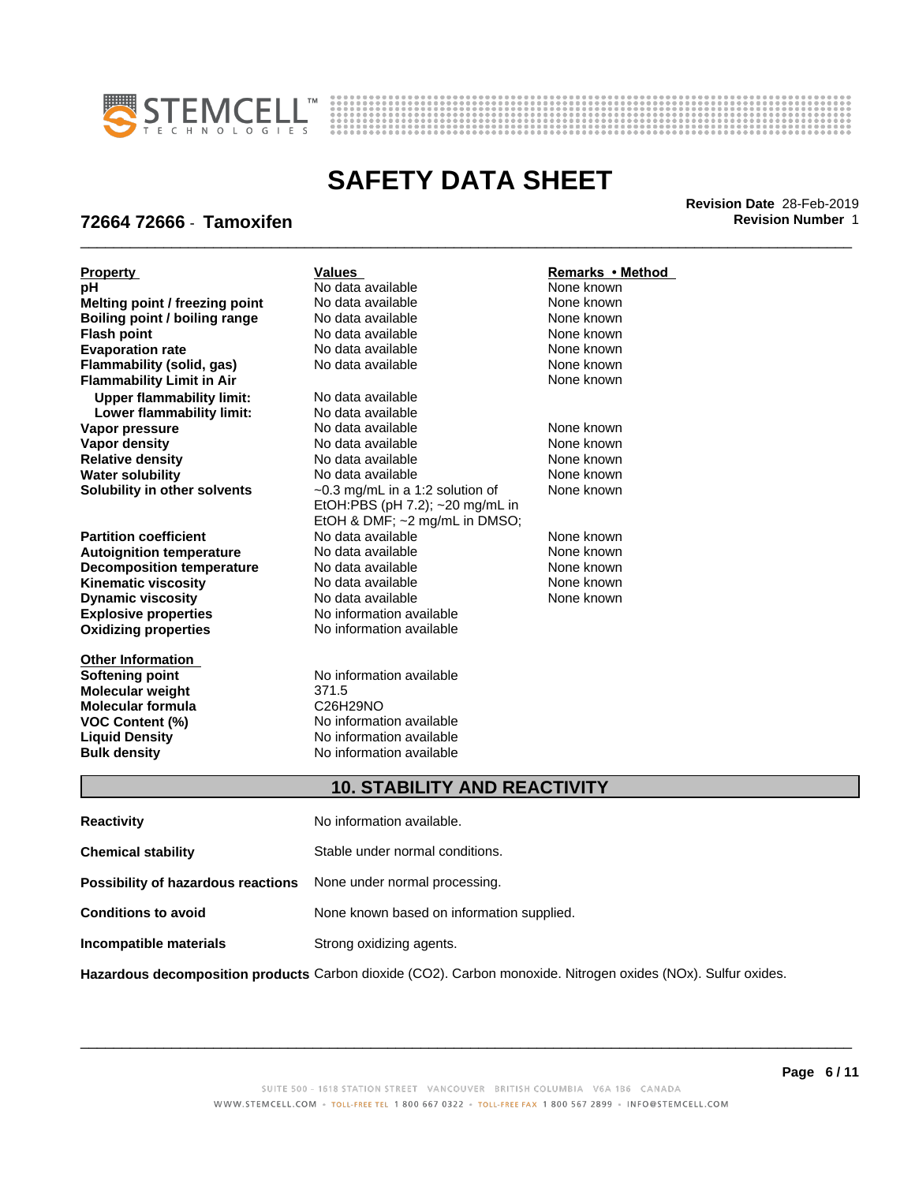| Property | Values | Remarks • Method |
| --- | --- | --- |
| **pH** | No data available | None known |
| **Melting point / freezing point** | No data available | None known |
| **Boiling point / boiling range** | No data available | None known |
| **Flash point** | No data available | None known |
| **Evaporation rate** | No data available | None known |
| **Flammability (solid, gas)** | No data available | None known |
| **Flammability Limit in Air** | | None known |
| **Upper flammability limit:** | No data available | |
| **Lower flammability limit:** | No data available | |
| **Vapor pressure** | No data available | None known |
| **Vapor density** | No data available | None known |
| **Relative density** | No data available | None known |
| **Water solubility** | No data available | None known |
| **Solubility in other solvents** | ~0.3 mg/mL in a 1:2 solution of EtOH:PBS (pH 7.2); ~20 mg/mL in EtOH & DMF; ~2 mg/mL in DMSO; | None known |
| **Partition coefficient** | No data available | None known |
| **Autoignition temperature** | No data available | None known |
| **Decomposition temperature** | No data available | None known |
| **Kinematic viscosity** | No data available | None known |
| **Dynamic viscosity** | No data available | None known |
| **Explosive properties** | No information available | |
| **Oxidizing properties** | No information available | |

| Other Information | |
| --- | --- |
| **Softening point** | No information available |
| **Molecular weight** | 371.5 |
| **Molecular formula** | C26H29NO |
| **VOC Content (%)** | No information available |
| **Liquid Density** | No information available |
| **Bulk density** | No information available |

## 10. STABILITY AND REACTIVITY

**Reactivity** No information available.

**Chemical stability** Stable under normal conditions.

**Possibility of hazardous reactions** None under normal processing.

**Conditions to avoid** None known based on information supplied.

**Incompatible materials** Strong oxidizing agents.

**Hazardous decomposition products** Carbon dioxide ($CO_2$). Carbon monoxide. Nitrogen oxides ($NO_x$). Sulfur oxides.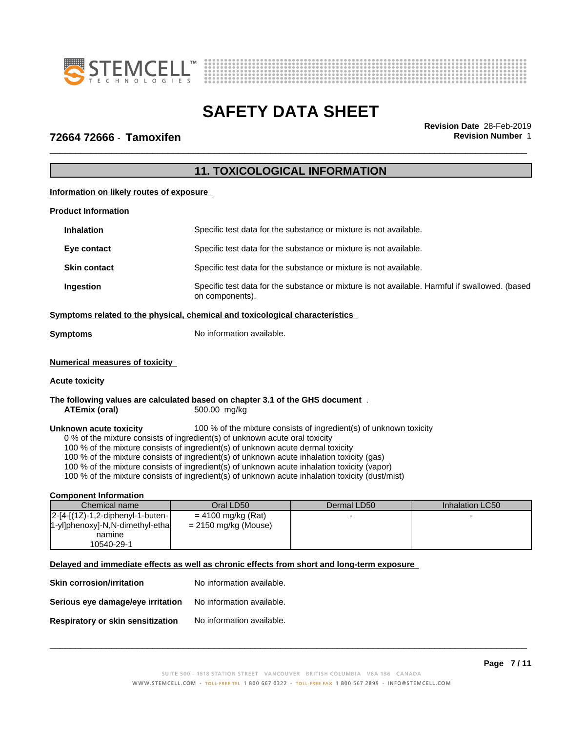## 11. TOXICOLOGICAL INFORMATION

**Information on likely routes of exposure**

**Product Information**

**Inhalation** Specific test data for the substance or mixture is not available.

**Eye contact** Specific test data for the substance or mixture is not available.

**Skin contact** Specific test data for the substance or mixture is not available.

**Ingestion** Specific test data for the substance or mixture is not available. Harmful if swallowed. (based on components).

**Symptoms related to the physical, chemical and toxicological characteristics**

**Symptoms** No information available.

**Numerical measures of toxicity**

**Acute toxicity**

**The following values are calculated based on chapter 3.1 of the GHS document** .

**ATEmix (oral)** 500.00 mg/kg

**Unknown acute toxicity** 100 % of the mixture consists of ingredient(s) of unknown toxicity

0 % of the mixture consists of ingredient(s) of unknown acute oral toxicity
100 % of the mixture consists of ingredient(s) of unknown acute dermal toxicity
100 % of the mixture consists of ingredient(s) of unknown acute inhalation toxicity (gas)
100 % of the mixture consists of ingredient(s) of unknown acute inhalation toxicity (vapor)
100 % of the mixture consists of ingredient(s) of unknown acute inhalation toxicity (dust/mist)

**Component Information**

| Chemical name | Oral LD50 | Dermal LD50 | Inhalation LC50 |
|---|---|---|---|
| 2-[4-[(1Z)-1,2-diphenyl-1-buten-1-yl]phenoxy]-N,N-dimethyl-ethanamine 10540-29-1 | = 4100 mg/kg (Rat) = 2150 mg/kg (Mouse) | - | - |

**Delayed and immediate effects as well as chronic effects from short and long-term exposure**

**Skin corrosion/irritation** No information available.

**Serious eye damage/eye irritation** No information available.

**Respiratory or skin sensitization** No information available.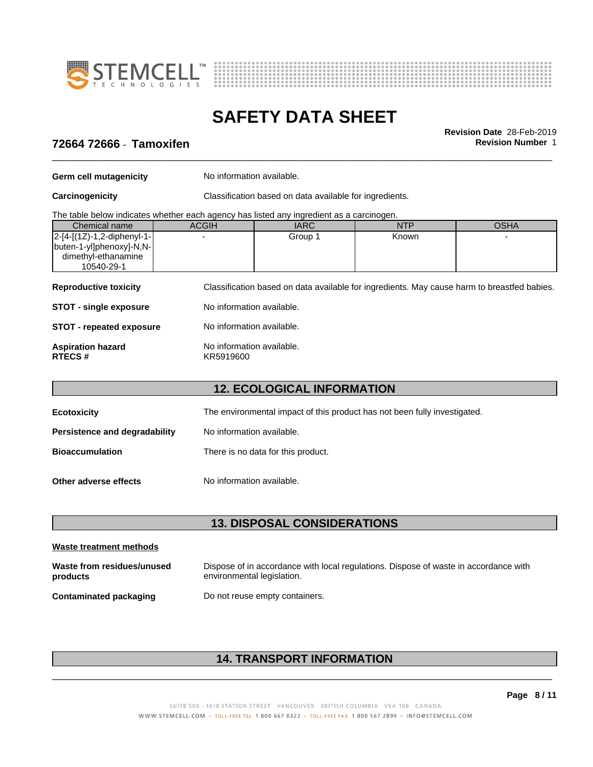**Germ cell mutagenicity** No information available.

**Carcinogenicity** Classification based on data available for ingredients.

The table below indicates whether each agency has listed any ingredient as a carcinogen.

| Chemical name | ACGIH | IARC | NTP | OSHA |
|---|---|---|---|---|
| 2-[4-[(1Z)-1,2-diphenyl-1-buten-1-yl]phenoxy]-N,N-dimethyl-ethanamine 10540-29-1 | - | Group 1 | Known | - |

**Reproductive toxicity** Classification based on data available for ingredients. May cause harm to breastfed babies.

**STOT - single exposure** No information available.

**STOT - repeated exposure** No information available.

**Aspiration hazard** No information available.
**RTECS #** KR5919600

## 12. ECOLOGICAL INFORMATION

**Ecotoxicity** The environmental impact of this product has not been fully investigated.

**Persistence and degradability** No information available.

**Bioaccumulation** There is no data for this product.

**Other adverse effects** No information available.

## 13. DISPOSAL CONSIDERATIONS

**Waste treatment methods**

**Waste from residues/unused products** Dispose of in accordance with local regulations. Dispose of waste in accordance with environmental legislation.

**Contaminated packaging** Do not reuse empty containers.

## 14. TRANSPORT INFORMATION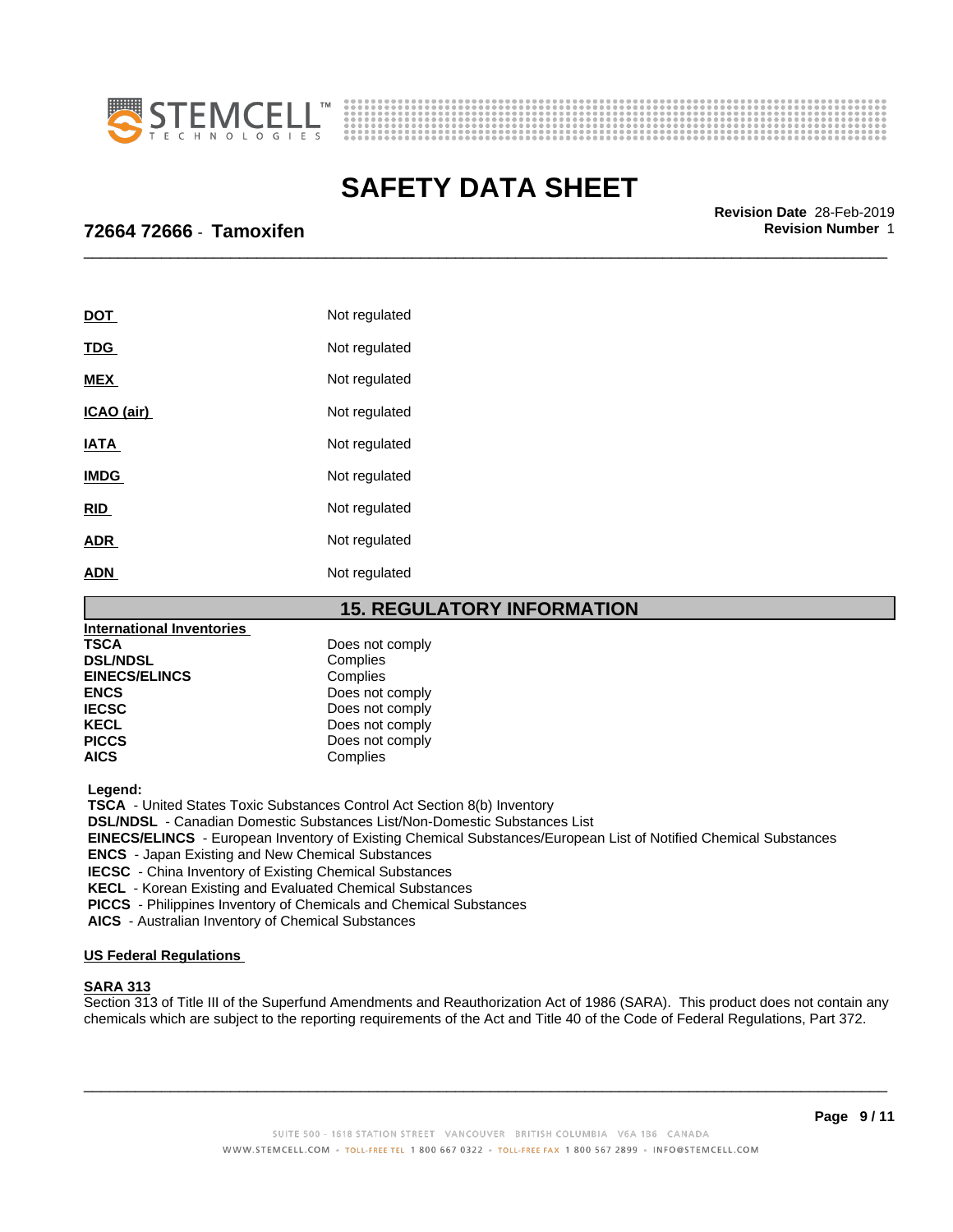| | |
|---|---|
| **DOT** | Not regulated |
| **TDG** | Not regulated |
| **MEX** | Not regulated |
| **ICAO (air)** | Not regulated |
| **IATA** | Not regulated |
| **IMDG** | Not regulated |
| **RID** | Not regulated |
| **ADR** | Not regulated |
| **ADN** | Not regulated |

## 15. REGULATORY INFORMATION

**International Inventories**

| | |
|---|---|
| **TSCA** | Does not comply |
| **DSL/NDSL** | Complies |
| **EINECS/ELINCS** | Complies |
| **ENCS** | Does not comply |
| **IECSC** | Does not comply |
| **KECL** | Does not comply |
| **PICCS** | Does not comply |
| **AICS** | Complies |

**Legend:**
**TSCA** - United States Toxic Substances Control Act Section 8(b) Inventory
**DSL/NDSL** - Canadian Domestic Substances List/Non-Domestic Substances List
**EINECS/ELINCS** - European Inventory of Existing Chemical Substances/European List of Notified Chemical Substances
**ENCS** - Japan Existing and New Chemical Substances
**IECSC** - China Inventory of Existing Chemical Substances
**KECL** - Korean Existing and Evaluated Chemical Substances
**PICCS** - Philippines Inventory of Chemicals and Chemical Substances
**AICS** - Australian Inventory of Chemical Substances

**US Federal Regulations**

**SARA 313**
Section 313 of Title III of the Superfund Amendments and Reauthorization Act of 1986 (SARA). This product does not contain any chemicals which are subject to the reporting requirements of the Act and Title 40 of the Code of Federal Regulations, Part 372.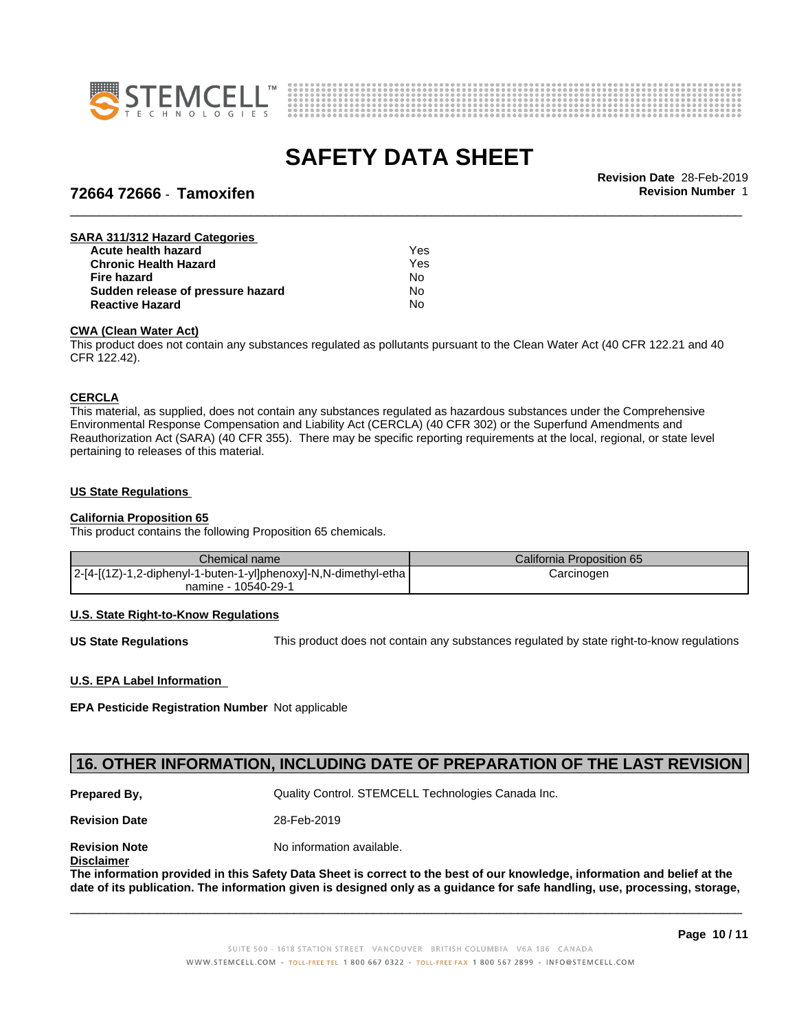**SARA 311/312 Hazard Categories**

| | |
|---|---|
| **Acute health hazard** | Yes |
| **Chronic Health Hazard** | Yes |
| **Fire hazard** | No |
| **Sudden release of pressure hazard** | No |
| **Reactive Hazard** | No |

**CWA (Clean Water Act)**

This product does not contain any substances regulated as pollutants pursuant to the Clean Water Act (40 CFR 122.21 and 40 CFR 122.42).

**CERCLA**

This material, as supplied, does not contain any substances regulated as hazardous substances under the Comprehensive Environmental Response Compensation and Liability Act (CERCLA) (40 CFR 302) or the Superfund Amendments and Reauthorization Act (SARA) (40 CFR 355). There may be specific reporting requirements at the local, regional, or state level pertaining to releases of this material.

**US State Regulations**

**California Proposition 65**

This product contains the following Proposition 65 chemicals.

| Chemical name | California Proposition 65 |
|---|---|
| 2-[4-[(1Z)-1,2-diphenyl-1-buten-1-yl]phenoxy]-N,N-dimethyl-ethanamine - 10540-29-1 | Carcinogen |

**U.S. State Right-to-Know Regulations**

**US State Regulations** This product does not contain any substances regulated by state right-to-know regulations

**U.S. EPA Label Information**

**EPA Pesticide Registration Number** Not applicable

## 16. OTHER INFORMATION, INCLUDING DATE OF PREPARATION OF THE LAST REVISION

**Prepared By,** Quality Control. STEMCELL Technologies Canada Inc.

**Revision Date** 28-Feb-2019

**Revision Note** No information available.

**Disclaimer**

**The information provided in this Safety Data Sheet is correct to the best of our knowledge, information and belief at the date of its publication. The information given is designed only as a guidance for safe handling, use, processing, storage,**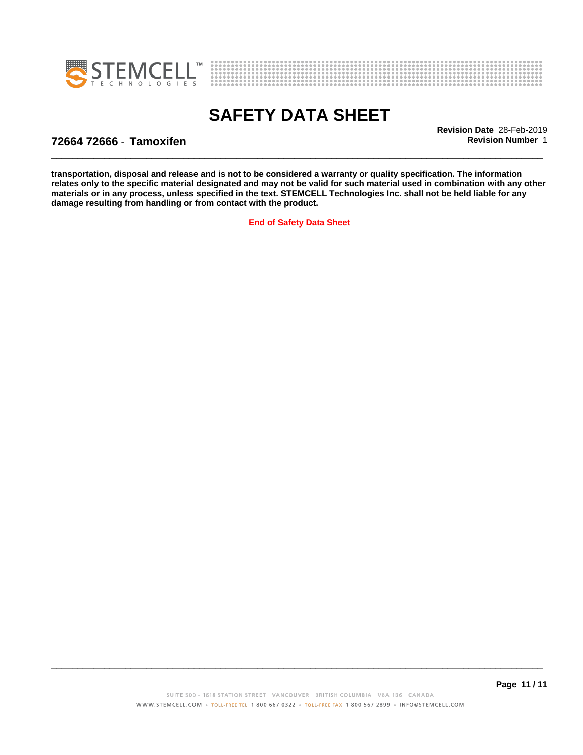**transportation, disposal and release and is not to be considered a warranty or quality specification. The information relates only to the specific material designated and may not be valid for such material used in combination with any other materials or in any process, unless specified in the text. STEMCELL Technologies Inc. shall not be held liable for any damage resulting from handling or from contact with the product.**

**End of Safety Data Sheet**